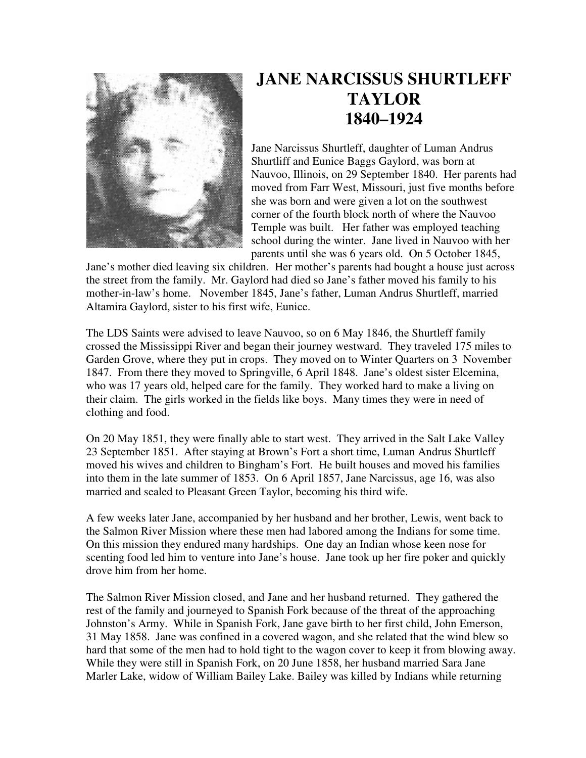# JANE NARCISSUS SHURTLEFF TAYLOR
# 1840–1924

Jane Narcissus Shurtleff, daughter of Luman Andrus Shurtliff and Eunice Baggs Gaylord, was born at Nauvoo, Illinois, on 29 September 1840. Her parents had moved from Farr West, Missouri, just five months before she was born and were given a lot on the southwest corner of the fourth block north of where the Nauvoo Temple was built. Her father was employed teaching school during the winter. Jane lived in Nauvoo with her parents until she was 6 years old. On 5 October 1845, Jane's mother died leaving six children. Her mother's parents had bought a house just across the street from the family. Mr. Gaylord had died so Jane's father moved his family to his mother-in-law's home. November 1845, Jane's father, Luman Andrus Shurtleff, married Altamira Gaylord, sister to his first wife, Eunice.

The LDS Saints were advised to leave Nauvoo, so on 6 May 1846, the Shurtleff family crossed the Mississippi River and began their journey westward. They traveled 175 miles to Garden Grove, where they put in crops. They moved on to Winter Quarters on 3 November 1847. From there they moved to Springville, 6 April 1848. Jane's oldest sister Elcemina, who was 17 years old, helped care for the family. They worked hard to make a living on their claim. The girls worked in the fields like boys. Many times they were in need of clothing and food.

On 20 May 1851, they were finally able to start west. They arrived in the Salt Lake Valley 23 September 1851. After staying at Brown's Fort a short time, Luman Andrus Shurtleff moved his wives and children to Bingham's Fort. He built houses and moved his families into them in the late summer of 1853. On 6 April 1857, Jane Narcissus, age 16, was also married and sealed to Pleasant Green Taylor, becoming his third wife.

A few weeks later Jane, accompanied by her husband and her brother, Lewis, went back to the Salmon River Mission where these men had labored among the Indians for some time. On this mission they endured many hardships. One day an Indian whose keen nose for scenting food led him to venture into Jane's house. Jane took up her fire poker and quickly drove him from her home.

The Salmon River Mission closed, and Jane and her husband returned. They gathered the rest of the family and journeyed to Spanish Fork because of the threat of the approaching Johnston's Army. While in Spanish Fork, Jane gave birth to her first child, John Emerson, 31 May 1858. Jane was confined in a covered wagon, and she related that the wind blew so hard that some of the men had to hold tight to the wagon cover to keep it from blowing away. While they were still in Spanish Fork, on 20 June 1858, her husband married Sara Jane Marler Lake, widow of William Bailey Lake. Bailey was killed by Indians while returning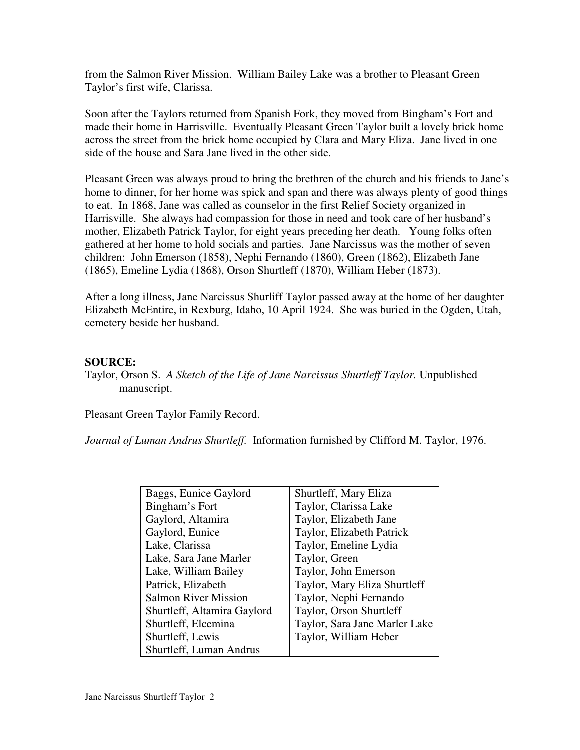from the Salmon River Mission. William Bailey Lake was a brother to Pleasant Green Taylor's first wife, Clarissa.

Soon after the Taylors returned from Spanish Fork, they moved from Bingham's Fort and made their home in Harrisville. Eventually Pleasant Green Taylor built a lovely brick home across the street from the brick home occupied by Clara and Mary Eliza. Jane lived in one side of the house and Sara Jane lived in the other side.

Pleasant Green was always proud to bring the brethren of the church and his friends to Jane's home to dinner, for her home was spick and span and there was always plenty of good things to eat. In 1868, Jane was called as counselor in the first Relief Society organized in Harrisville. She always had compassion for those in need and took care of her husband's mother, Elizabeth Patrick Taylor, for eight years preceding her death. Young folks often gathered at her home to hold socials and parties. Jane Narcissus was the mother of seven children: John Emerson (1858), Nephi Fernando (1860), Green (1862), Elizabeth Jane (1865), Emeline Lydia (1868), Orson Shurtleff (1870), William Heber (1873).

After a long illness, Jane Narcissus Shurliff Taylor passed away at the home of her daughter Elizabeth McEntire, in Rexburg, Idaho, 10 April 1924. She was buried in the Ogden, Utah, cemetery beside her husband.

**SOURCE:**

Taylor, Orson S. *A Sketch of the Life of Jane Narcissus Shurtleff Taylor.* Unpublished manuscript.

Pleasant Green Taylor Family Record.

*Journal of Luman Andrus Shurtleff.* Information furnished by Clifford M. Taylor, 1976.

| | |
|---|---|
| Baggs, Eunice Gaylord | Shurtleff, Mary Eliza |
| Bingham's Fort | Taylor, Clarissa Lake |
| Gaylord, Altamira | Taylor, Elizabeth Jane |
| Gaylord, Eunice | Taylor, Elizabeth Patrick |
| Lake, Clarissa | Taylor, Emeline Lydia |
| Lake, Sara Jane Marler | Taylor, Green |
| Lake, William Bailey | Taylor, John Emerson |
| Patrick, Elizabeth | Taylor, Mary Eliza Shurtleff |
| Salmon River Mission | Taylor, Nephi Fernando |
| Shurtleff, Altamira Gaylord | Taylor, Orson Shurtleff |
| Shurtleff, Elcemina | Taylor, Sara Jane Marler Lake |
| Shurtleff, Lewis | Taylor, William Heber |
| Shurtleff, Luman Andrus | |